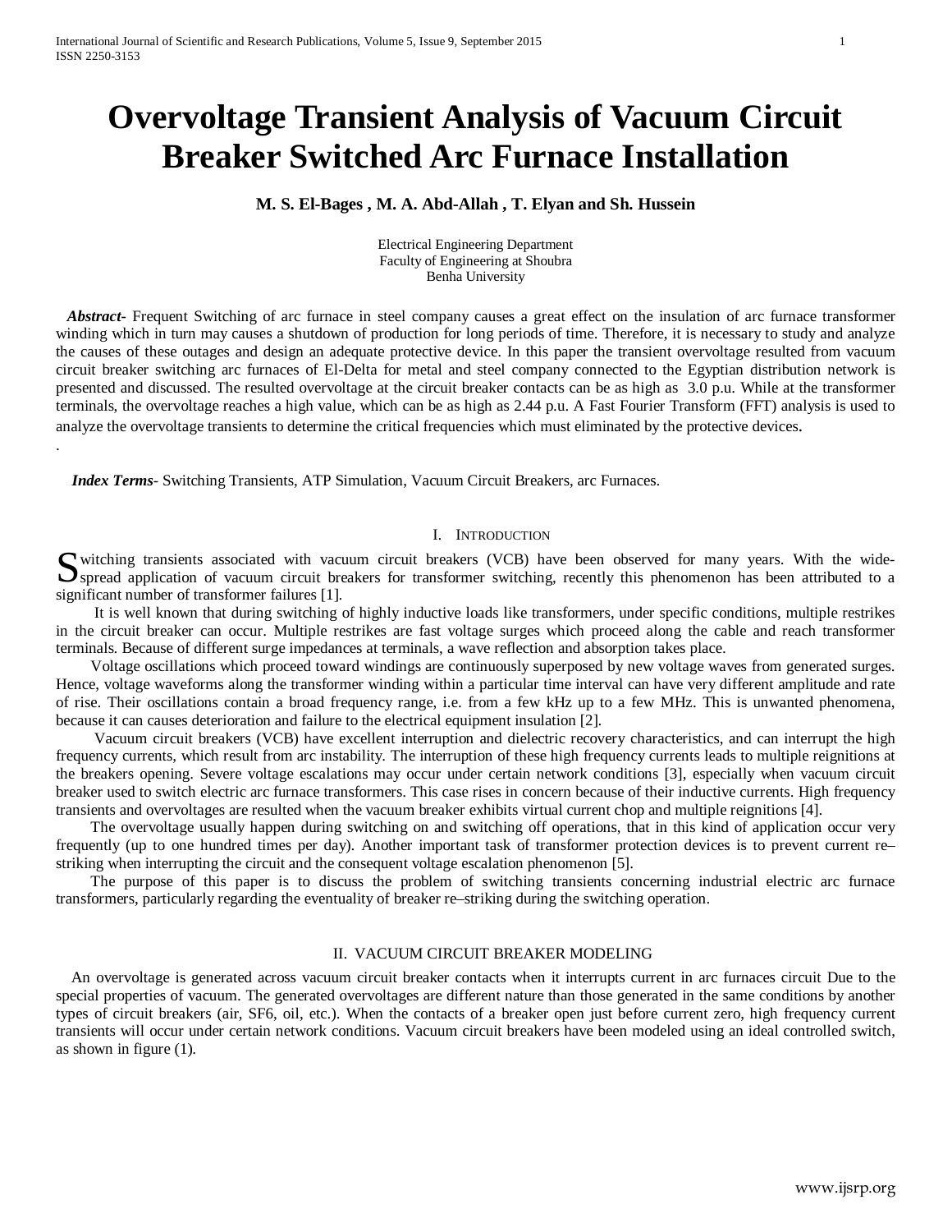# Overvoltage Transient Analysis of Vacuum Circuit Breaker Switched Arc Furnace Installation

**M. S. El-Bages , M. A. Abd-Allah , T. Elyan and Sh. Hussein**

Electrical Engineering Department
Faculty of Engineering at Shoubra
Benha University

***Abstract***- Frequent Switching of arc furnace in steel company causes a great effect on the insulation of arc furnace transformer winding which in turn may causes a shutdown of production for long periods of time. Therefore, it is necessary to study and analyze the causes of these outages and design an adequate protective device. In this paper the transient overvoltage resulted from vacuum circuit breaker switching arc furnaces of El-Delta for metal and steel company connected to the Egyptian distribution network is presented and discussed. The resulted overvoltage at the circuit breaker contacts can be as high as 3.0 p.u. While at the transformer terminals, the overvoltage reaches a high value, which can be as high as 2.44 p.u. A Fast Fourier Transform (FFT) analysis is used to analyze the overvoltage transients to determine the critical frequencies which must eliminated by the protective devices.

***Index Terms***- Switching Transients, ATP Simulation, Vacuum Circuit Breakers, arc Furnaces.

## I. Introduction

Switching transients associated with vacuum circuit breakers (VCB) have been observed for many years. With the wide-spread application of vacuum circuit breakers for transformer switching, recently this phenomenon has been attributed to a significant number of transformer failures [1].

It is well known that during switching of highly inductive loads like transformers, under specific conditions, multiple restrikes in the circuit breaker can occur. Multiple restrikes are fast voltage surges which proceed along the cable and reach transformer terminals. Because of different surge impedances at terminals, a wave reflection and absorption takes place.

Voltage oscillations which proceed toward windings are continuously superposed by new voltage waves from generated surges. Hence, voltage waveforms along the transformer winding within a particular time interval can have very different amplitude and rate of rise. Their oscillations contain a broad frequency range, i.e. from a few kHz up to a few MHz. This is unwanted phenomena, because it can causes deterioration and failure to the electrical equipment insulation [2].

Vacuum circuit breakers (VCB) have excellent interruption and dielectric recovery characteristics, and can interrupt the high frequency currents, which result from arc instability. The interruption of these high frequency currents leads to multiple reignitions at the breakers opening. Severe voltage escalations may occur under certain network conditions [3], especially when vacuum circuit breaker used to switch electric arc furnace transformers. This case rises in concern because of their inductive currents. High frequency transients and overvoltages are resulted when the vacuum breaker exhibits virtual current chop and multiple reignitions [4].

The overvoltage usually happen during switching on and switching off operations, that in this kind of application occur very frequently (up to one hundred times per day). Another important task of transformer protection devices is to prevent current re–striking when interrupting the circuit and the consequent voltage escalation phenomenon [5].

The purpose of this paper is to discuss the problem of switching transients concerning industrial electric arc furnace transformers, particularly regarding the eventuality of breaker re–striking during the switching operation.

## II. VACUUM CIRCUIT BREAKER MODELING

An overvoltage is generated across vacuum circuit breaker contacts when it interrupts current in arc furnaces circuit Due to the special properties of vacuum. The generated overvoltages are different nature than those generated in the same conditions by another types of circuit breakers (air, SF6, oil, etc.). When the contacts of a breaker open just before current zero, high frequency current transients will occur under certain network conditions. Vacuum circuit breakers have been modeled using an ideal controlled switch, as shown in figure (1).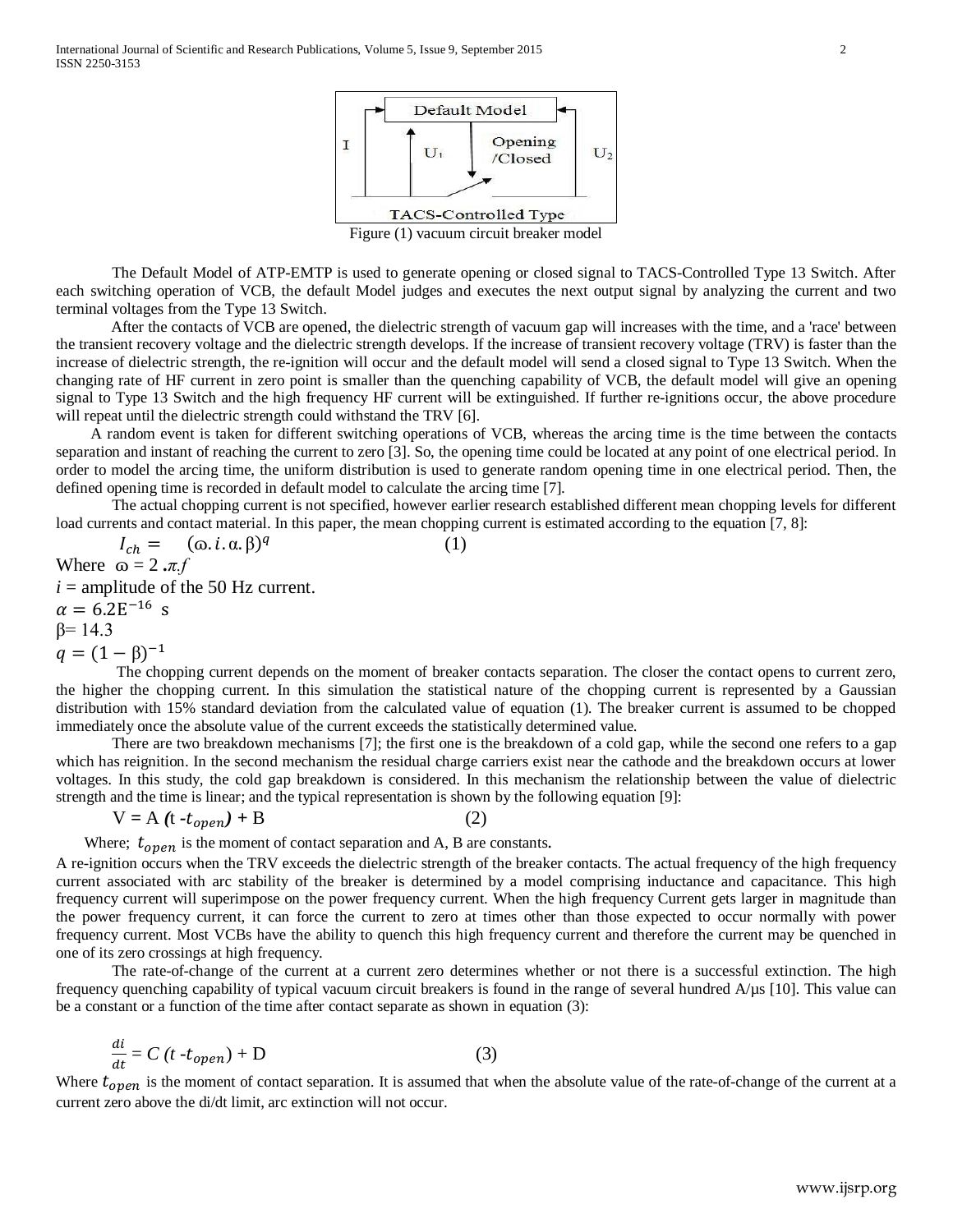Figure (1) vacuum circuit breaker model

The Default Model of ATP-EMTP is used to generate opening or closed signal to TACS-Controlled Type 13 Switch. After each switching operation of VCB, the default Model judges and executes the next output signal by analyzing the current and two terminal voltages from the Type 13 Switch.

After the contacts of VCB are opened, the dielectric strength of vacuum gap will increases with the time, and a 'race' between the transient recovery voltage and the dielectric strength develops. If the increase of transient recovery voltage (TRV) is faster than the increase of dielectric strength, the re-ignition will occur and the default model will send a closed signal to Type 13 Switch. When the changing rate of HF current in zero point is smaller than the quenching capability of VCB, the default model will give an opening signal to Type 13 Switch and the high frequency HF current will be extinguished. If further re-ignitions occur, the above procedure will repeat until the dielectric strength could withstand the TRV [6].

A random event is taken for different switching operations of VCB, whereas the arcing time is the time between the contacts separation and instant of reaching the current to zero [3]. So, the opening time could be located at any point of one electrical period. In order to model the arcing time, the uniform distribution is used to generate random opening time in one electrical period. Then, the defined opening time is recorded in default model to calculate the arcing time [7].

The actual chopping current is not specified, however earlier research established different mean chopping levels for different load currents and contact material. In this paper, the mean chopping current is estimated according to the equation [7, 8]:

$$I_{ch} = (\omega . i . \alpha . \beta)^{q} \qquad (1)$$

Where $\omega = 2 . \pi . f$

$i$ = amplitude of the 50 Hz current.

$\alpha = 6.2\text{E}^{-16}$ s

$\beta = 14.3$

$q = (1 - \beta)^{-1}$

The chopping current depends on the moment of breaker contacts separation. The closer the contact opens to current zero, the higher the chopping current. In this simulation the statistical nature of the chopping current is represented by a Gaussian distribution with 15% standard deviation from the calculated value of equation (1). The breaker current is assumed to be chopped immediately once the absolute value of the current exceeds the statistically determined value.

There are two breakdown mechanisms [7]; the first one is the breakdown of a cold gap, while the second one refers to a gap which has reignition. In the second mechanism the residual charge carriers exist near the cathode and the breakdown occurs at lower voltages. In this study, the cold gap breakdown is considered. In this mechanism the relationship between the value of dielectric strength and the time is linear; and the typical representation is shown by the following equation [9]:

$$V = A\,(t - t_{open}) + B \qquad (2)$$

Where; $t_{open}$ is the moment of contact separation and A, B are constants.

A re-ignition occurs when the TRV exceeds the dielectric strength of the breaker contacts. The actual frequency of the high frequency current associated with arc stability of the breaker is determined by a model comprising inductance and capacitance. This high frequency current will superimpose on the power frequency current. When the high frequency Current gets larger in magnitude than the power frequency current, it can force the current to zero at times other than those expected to occur normally with power frequency current. Most VCBs have the ability to quench this high frequency current and therefore the current may be quenched in one of its zero crossings at high frequency.

The rate-of-change of the current at a current zero determines whether or not there is a successful extinction. The high frequency quenching capability of typical vacuum circuit breakers is found in the range of several hundred A/μs [10]. This value can be a constant or a function of the time after contact separate as shown in equation (3):

$$\frac{di}{dt} = C\,(t - t_{open}) + D \qquad (3)$$

Where $t_{open}$ is the moment of contact separation. It is assumed that when the absolute value of the rate-of-change of the current at a current zero above the di/dt limit, arc extinction will not occur.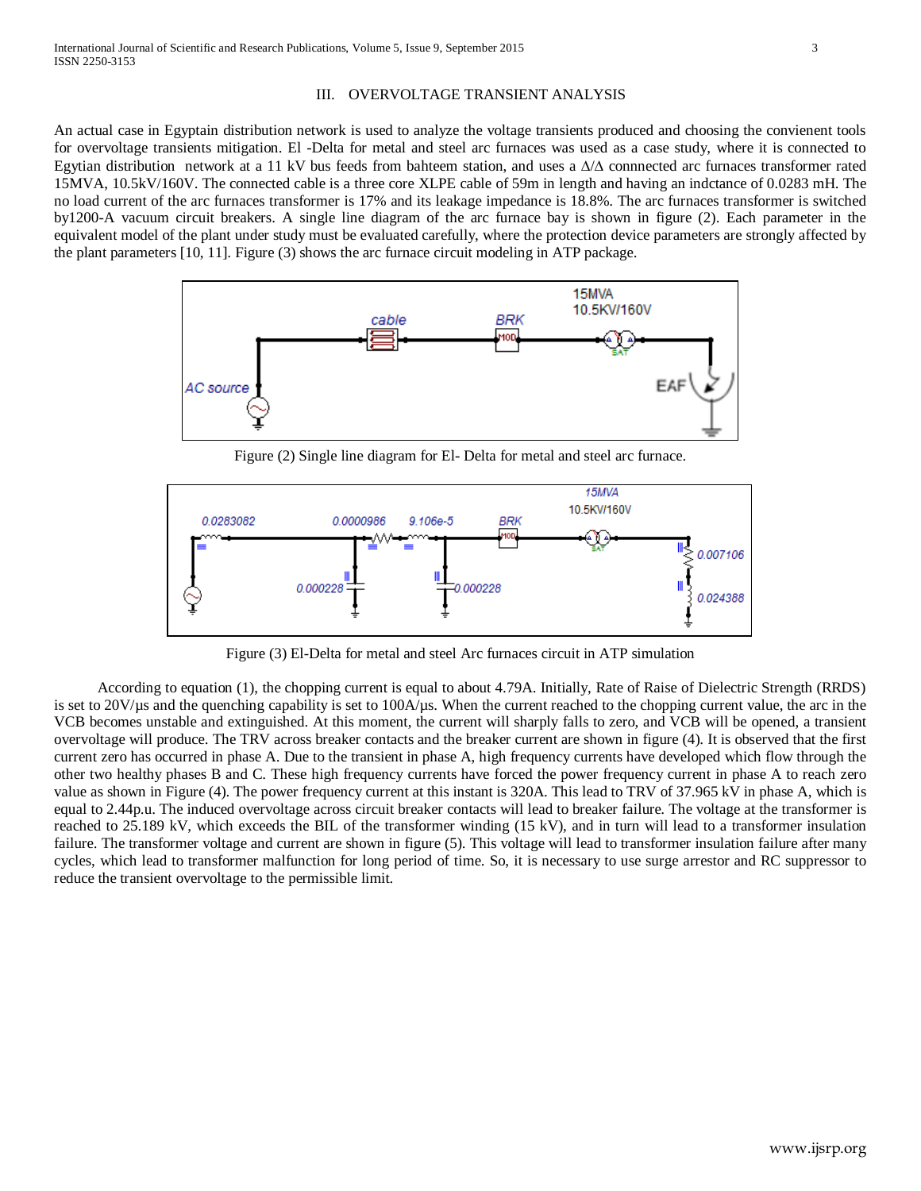## III. OVERVOLTAGE TRANSIENT ANALYSIS

An actual case in Egyptain distribution network is used to analyze the voltage transients produced and choosing the convienent tools for overvoltage transients mitigation. El -Delta for metal and steel arc furnaces was used as a case study, where it is connected to Egytian distribution network at a 11 kV bus feeds from bahteem station, and uses a Δ/Δ connnected arc furnaces transformer rated 15MVA, 10.5kV/160V. The connected cable is a three core XLPE cable of 59m in length and having an indctance of 0.0283 mH. The no load current of the arc furnaces transformer is 17% and its leakage impedance is 18.8%. The arc furnaces transformer is switched by1200-A vacuum circuit breakers. A single line diagram of the arc furnace bay is shown in figure (2). Each parameter in the equivalent model of the plant under study must be evaluated carefully, where the protection device parameters are strongly affected by the plant parameters [10, 11]. Figure (3) shows the arc furnace circuit modeling in ATP package.

Figure (2) Single line diagram for El- Delta for metal and steel arc furnace.

Figure (3) El-Delta for metal and steel Arc furnaces circuit in ATP simulation

According to equation (1), the chopping current is equal to about 4.79A. Initially, Rate of Raise of Dielectric Strength (RRDS) is set to 20V/μs and the quenching capability is set to 100A/μs. When the current reached to the chopping current value, the arc in the VCB becomes unstable and extinguished. At this moment, the current will sharply falls to zero, and VCB will be opened, a transient overvoltage will produce. The TRV across breaker contacts and the breaker current are shown in figure (4). It is observed that the first current zero has occurred in phase A. Due to the transient in phase A, high frequency currents have developed which flow through the other two healthy phases B and C. These high frequency currents have forced the power frequency current in phase A to reach zero value as shown in Figure (4). The power frequency current at this instant is 320A. This lead to TRV of 37.965 kV in phase A, which is equal to 2.44p.u. The induced overvoltage across circuit breaker contacts will lead to breaker failure. The voltage at the transformer is reached to 25.189 kV, which exceeds the BIL of the transformer winding (15 kV), and in turn will lead to a transformer insulation failure. The transformer voltage and current are shown in figure (5). This voltage will lead to transformer insulation failure after many cycles, which lead to transformer malfunction for long period of time. So, it is necessary to use surge arrestor and RC suppressor to reduce the transient overvoltage to the permissible limit.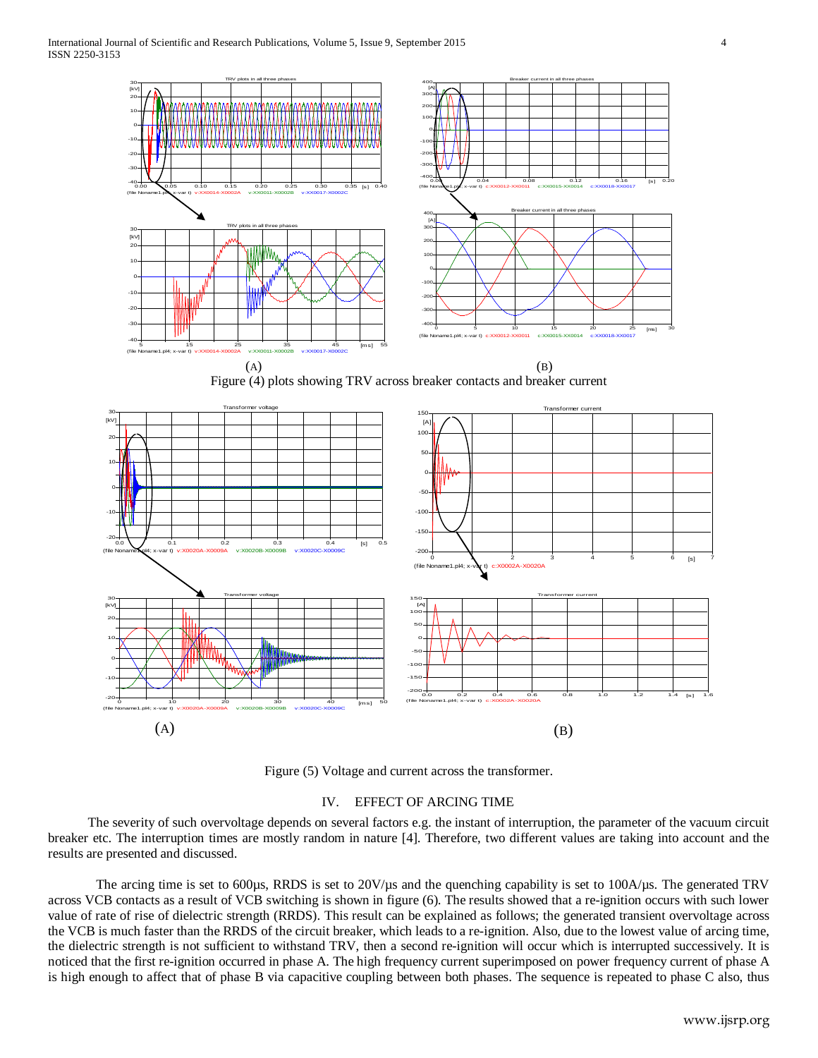(A) (B)

Figure (4) plots showing TRV across breaker contacts and breaker current

(A) (B)

Figure (5) Voltage and current across the transformer.

## IV. EFFECT OF ARCING TIME

The severity of such overvoltage depends on several factors e.g. the instant of interruption, the parameter of the vacuum circuit breaker etc. The interruption times are mostly random in nature [4]. Therefore, two different values are taking into account and the results are presented and discussed.

The arcing time is set to 600μs, RRDS is set to 20V/μs and the quenching capability is set to 100A/μs. The generated TRV across VCB contacts as a result of VCB switching is shown in figure (6). The results showed that a re-ignition occurs with such lower value of rate of rise of dielectric strength (RRDS). This result can be explained as follows; the generated transient overvoltage across the VCB is much faster than the RRDS of the circuit breaker, which leads to a re-ignition. Also, due to the lowest value of arcing time, the dielectric strength is not sufficient to withstand TRV, then a second re-ignition will occur which is interrupted successively. It is noticed that the first re-ignition occurred in phase A. The high frequency current superimposed on power frequency current of phase A is high enough to affect that of phase B via capacitive coupling between both phases. The sequence is repeated to phase C also, thus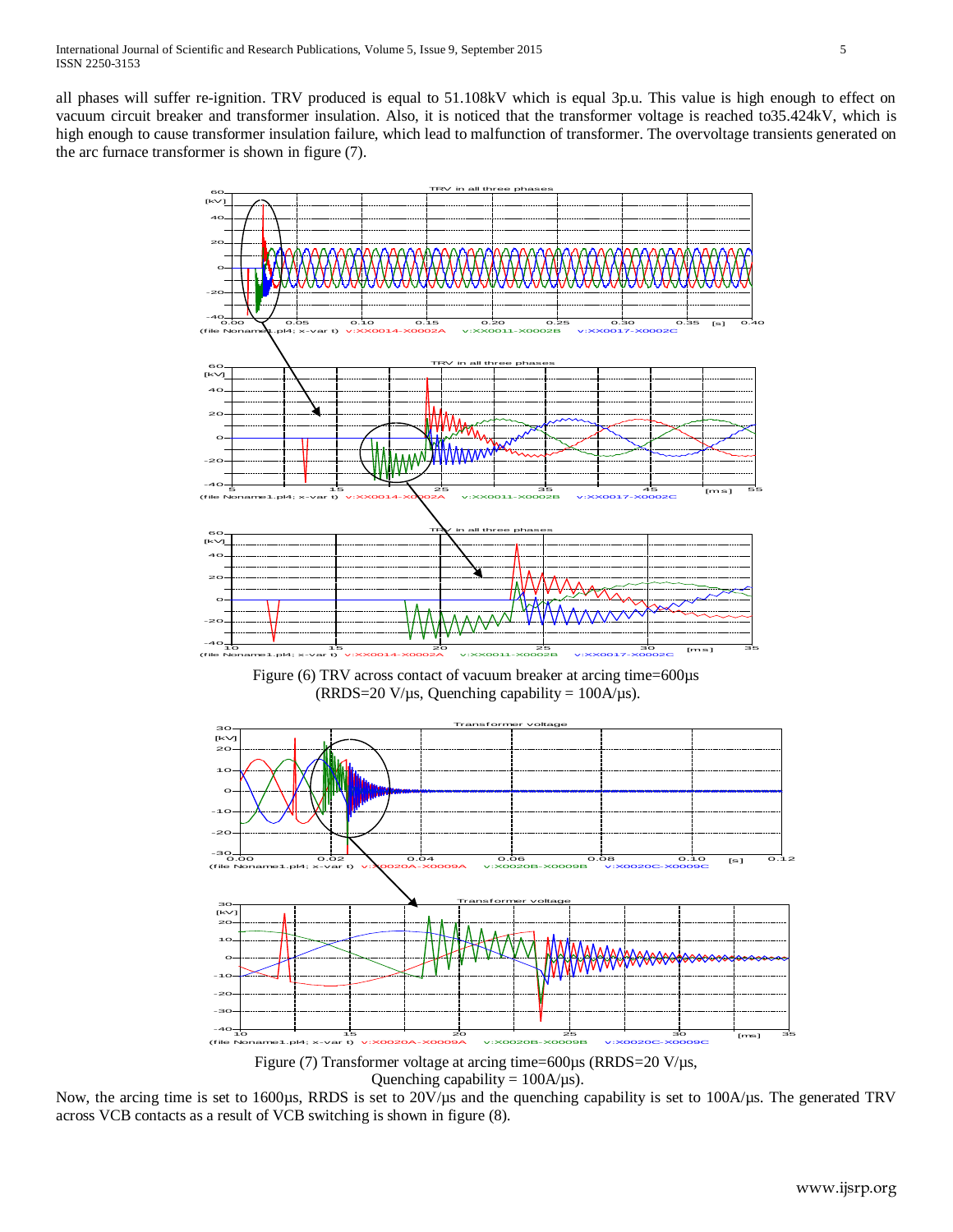all phases will suffer re-ignition. TRV produced is equal to 51.108kV which is equal 3p.u. This value is high enough to effect on vacuum circuit breaker and transformer insulation. Also, it is noticed that the transformer voltage is reached to35.424kV, which is high enough to cause transformer insulation failure, which lead to malfunction of transformer. The overvoltage transients generated on the arc furnace transformer is shown in figure (7).

Figure (6) TRV across contact of vacuum breaker at arcing time=600μs (RRDS=20 V/μs, Quenching capability = 100A/μs).

Figure (7) Transformer voltage at arcing time=600μs (RRDS=20 V/μs, Quenching capability = 100A/μs).

Now, the arcing time is set to 1600μs, RRDS is set to 20V/μs and the quenching capability is set to 100A/μs. The generated TRV across VCB contacts as a result of VCB switching is shown in figure (8).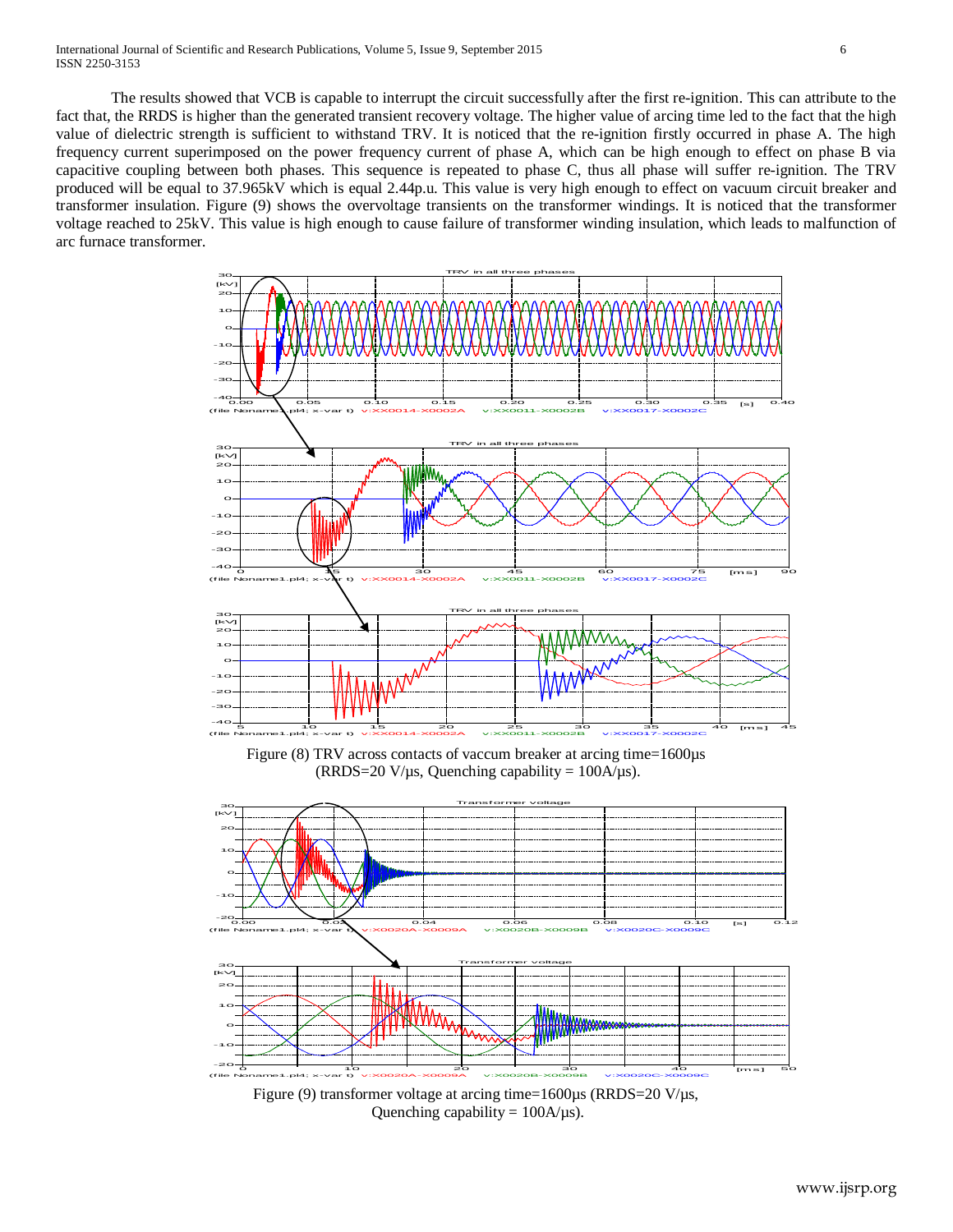The results showed that VCB is capable to interrupt the circuit successfully after the first re-ignition. This can attribute to the fact that, the RRDS is higher than the generated transient recovery voltage. The higher value of arcing time led to the fact that the high value of dielectric strength is sufficient to withstand TRV. It is noticed that the re-ignition firstly occurred in phase A. The high frequency current superimposed on the power frequency current of phase A, which can be high enough to effect on phase B via capacitive coupling between both phases. This sequence is repeated to phase C, thus all phase will suffer re-ignition. The TRV produced will be equal to 37.965kV which is equal 2.44p.u. This value is very high enough to effect on vacuum circuit breaker and transformer insulation. Figure (9) shows the overvoltage transients on the transformer windings. It is noticed that the transformer voltage reached to 25kV. This value is high enough to cause failure of transformer winding insulation, which leads to malfunction of arc furnace transformer.

Figure (8) TRV across contacts of vaccum breaker at arcing time=1600µs (RRDS=20 V/µs, Quenching capability = 100A/µs).

Figure (9) transformer voltage at arcing time=1600µs (RRDS=20 V/µs, Quenching capability = 100A/µs).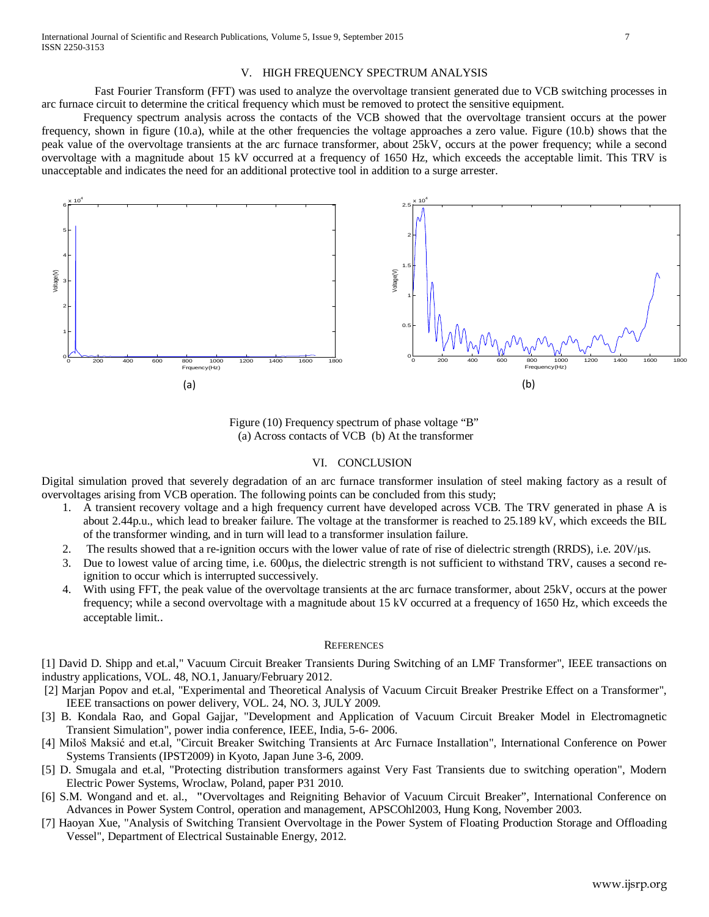## V. HIGH FREQUENCY SPECTRUM ANALYSIS

Fast Fourier Transform (FFT) was used to analyze the overvoltage transient generated due to VCB switching processes in arc furnace circuit to determine the critical frequency which must be removed to protect the sensitive equipment.

Frequency spectrum analysis across the contacts of the VCB showed that the overvoltage transient occurs at the power frequency, shown in figure (10.a), while at the other frequencies the voltage approaches a zero value. Figure (10.b) shows that the peak value of the overvoltage transients at the arc furnace transformer, about 25kV, occurs at the power frequency; while a second overvoltage with a magnitude about 15 kV occurred at a frequency of 1650 Hz, which exceeds the acceptable limit. This TRV is unacceptable and indicates the need for an additional protective tool in addition to a surge arrester.

(a) (b)

Figure (10) Frequency spectrum of phase voltage "B"
(a) Across contacts of VCB (b) At the transformer

## VI. CONCLUSION

Digital simulation proved that severely degradation of an arc furnace transformer insulation of steel making factory as a result of overvoltages arising from VCB operation. The following points can be concluded from this study;

1. A transient recovery voltage and a high frequency current have developed across VCB. The TRV generated in phase A is about 2.44p.u., which lead to breaker failure. The voltage at the transformer is reached to 25.189 kV, which exceeds the BIL of the transformer winding, and in turn will lead to a transformer insulation failure.
2. The results showed that a re-ignition occurs with the lower value of rate of rise of dielectric strength (RRDS), i.e. 20V/μs.
3. Due to lowest value of arcing time, i.e. 600μs, the dielectric strength is not sufficient to withstand TRV, causes a second re-ignition to occur which is interrupted successively.
4. With using FFT, the peak value of the overvoltage transients at the arc furnace transformer, about 25kV, occurs at the power frequency; while a second overvoltage with a magnitude about 15 kV occurred at a frequency of 1650 Hz, which exceeds the acceptable limit..

## REFERENCES

[1] David D. Shipp and et.al," Vacuum Circuit Breaker Transients During Switching of an LMF Transformer", IEEE transactions on industry applications, VOL. 48, NO.1, January/February 2012.

[2] Marjan Popov and et.al, "Experimental and Theoretical Analysis of Vacuum Circuit Breaker Prestrike Effect on a Transformer", IEEE transactions on power delivery, VOL. 24, NO. 3, JULY 2009.

[3] B. Kondala Rao, and Gopal Gajjar, "Development and Application of Vacuum Circuit Breaker Model in Electromagnetic Transient Simulation", power india conference, IEEE, India, 5-6- 2006.

[4] Miloš Maksić and et.al, "Circuit Breaker Switching Transients at Arc Furnace Installation", International Conference on Power Systems Transients (IPST2009) in Kyoto, Japan June 3-6, 2009.

[5] D. Smugala and et.al, "Protecting distribution transformers against Very Fast Transients due to switching operation", Modern Electric Power Systems, Wroclaw, Poland, paper P31 2010.

[6] S.M. Wongand and et. al., "Overvoltages and Reigniting Behavior of Vacuum Circuit Breaker", International Conference on Advances in Power System Control, operation and management, APSCOhl2003, Hung Kong, November 2003.

[7] Haoyan Xue, "Analysis of Switching Transient Overvoltage in the Power System of Floating Production Storage and Offloading Vessel", Department of Electrical Sustainable Energy, 2012.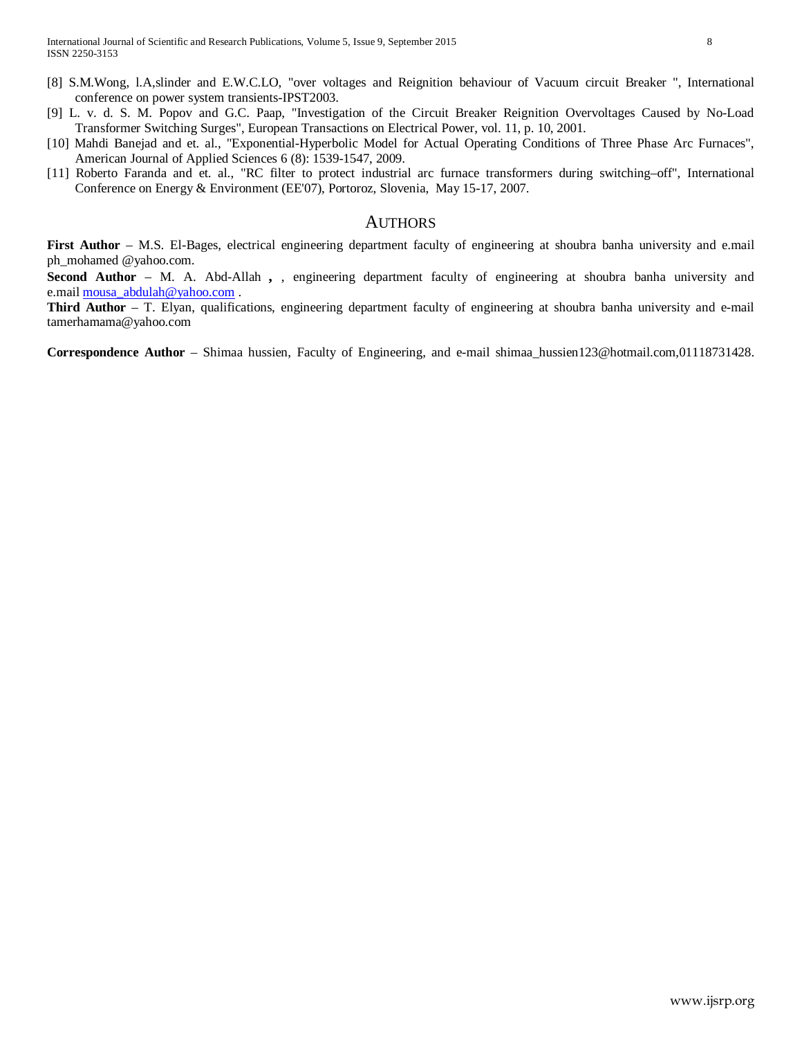[8] S.M.Wong, l.A,slinder and E.W.C.LO, "over voltages and Reignition behaviour of Vacuum circuit Breaker ", International conference on power system transients-IPST2003.

[9] L. v. d. S. M. Popov and G.C. Paap, "Investigation of the Circuit Breaker Reignition Overvoltages Caused by No-Load Transformer Switching Surges", European Transactions on Electrical Power, vol. 11, p. 10, 2001.

[10] Mahdi Banejad and et. al., "Exponential-Hyperbolic Model for Actual Operating Conditions of Three Phase Arc Furnaces", American Journal of Applied Sciences 6 (8): 1539-1547, 2009.

[11] Roberto Faranda and et. al., "RC filter to protect industrial arc furnace transformers during switching–off", International Conference on Energy & Environment (EE'07), Portoroz, Slovenia, May 15-17, 2007.

## AUTHORS

**First Author** – M.S. El-Bages, electrical engineering department faculty of engineering at shoubra banha university and e.mail ph_mohamed @yahoo.com.

**Second Author** – M. A. Abd-Allah **,** , engineering department faculty of engineering at shoubra banha university and e.mail mousa_abdulah@yahoo.com .

**Third Author** – T. Elyan, qualifications, engineering department faculty of engineering at shoubra banha university and e-mail tamerhamama@yahoo.com

**Correspondence Author** – Shimaa hussien, Faculty of Engineering, and e-mail shimaa_hussien123@hotmail.com,01118731428.